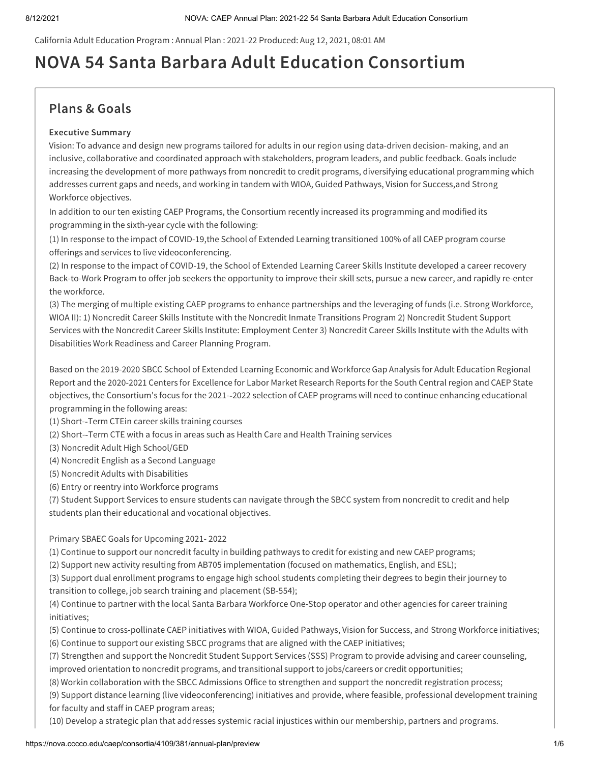California Adult Education Program : Annual Plan : 2021-22 Produced: Aug 12, 2021, 08:01 AM

# NOVA 54 Santa Barbara Adult Education Consortium

## Plans & Goals

### Executive Summary

Vision: To advance and design new programs tailored for adults in our region using data-driven decision- making, and an inclusive, collaborative and coordinated approach with stakeholders, program leaders, and public feedback. Goals include increasing the development of more pathways from noncredit to credit programs, diversifying educational programming which addresses current gaps and needs, and working in tandem with WIOA, Guided Pathways, Vision for Success,and Strong Workforce objectives.

In addition to our ten existing CAEP Programs, the Consortium recently increased its programming and modified its programming in the sixth-year cycle with the following:

(1) In response to the impact of COVID-19,the School of Extended Learning transitioned 100% of all CAEP program course offerings and services to live videoconferencing.

(2) In response to the impact of COVID-19, the School of Extended Learning Career Skills Institute developed a career recovery Back-to-Work Program to offer job seekers the opportunity to improve their skill sets, pursue a new career, and rapidly re-enter the workforce.

(3) The merging of multiple existing CAEP programs to enhance partnerships and the leveraging of funds (i.e. Strong Workforce, WIOA II): 1) Noncredit Career Skills Institute with the Noncredit Inmate Transitions Program 2) Noncredit Student Support Services with the Noncredit Career Skills Institute: Employment Center 3) Noncredit Career Skills Institute with the Adults with Disabilities Work Readiness and Career Planning Program.

Based on the 2019-2020 SBCC School of Extended Learning Economic and Workforce Gap Analysis for Adult Education Regional Report and the 2020-2021 Centers for Excellence for Labor Market Research Reports for the South Central region and CAEP State objectives, the Consortium's focus for the 2021--2022 selection of CAEP programs will need to continue enhancing educational programming in the following areas:

(1) Short--Term CTEin career skills training courses

(2) Short--Term CTE with a focus in areas such as Health Care and Health Training services

(3) Noncredit Adult High School/GED

(4) Noncredit English as a Second Language

(5) Noncredit Adults with Disabilities

(6) Entry or reentry into Workforce programs

(7) Student Support Services to ensure students can navigate through the SBCC system from noncredit to credit and help students plan their educational and vocational objectives.

Primary SBAEC Goals for Upcoming 2021- 2022

(1) Continue to support our noncredit faculty in building pathways to credit for existing and new CAEP programs;

(2) Support new activity resulting from AB705 implementation (focused on mathematics, English, and ESL);

(3) Support dual enrollment programs to engage high school students completing their degrees to begin their journey to transition to college, job search training and placement (SB-554);

(4) Continue to partner with the local Santa Barbara Workforce One-Stop operator and other agencies for career training initiatives;

(5) Continue to cross-pollinate CAEP initiatives with WIOA, Guided Pathways, Vision for Success, and Strong Workforce initiatives;

(6) Continue to support our existing SBCC programs that are aligned with the CAEP initiatives;

(7) Strengthen and support the Noncredit Student Support Services (SSS) Program to provide advising and career counseling, improved orientation to noncredit programs, and transitional support to jobs/careers or credit opportunities;

(8) Workin collaboration with the SBCC Admissions Office to strengthen and support the noncredit registration process;

(9) Support distance learning (live videoconferencing) initiatives and provide, where feasible, professional development training for faculty and staff in CAEP program areas;

(10) Develop a strategic plan that addresses systemic racial injustices within our membership, partners and programs.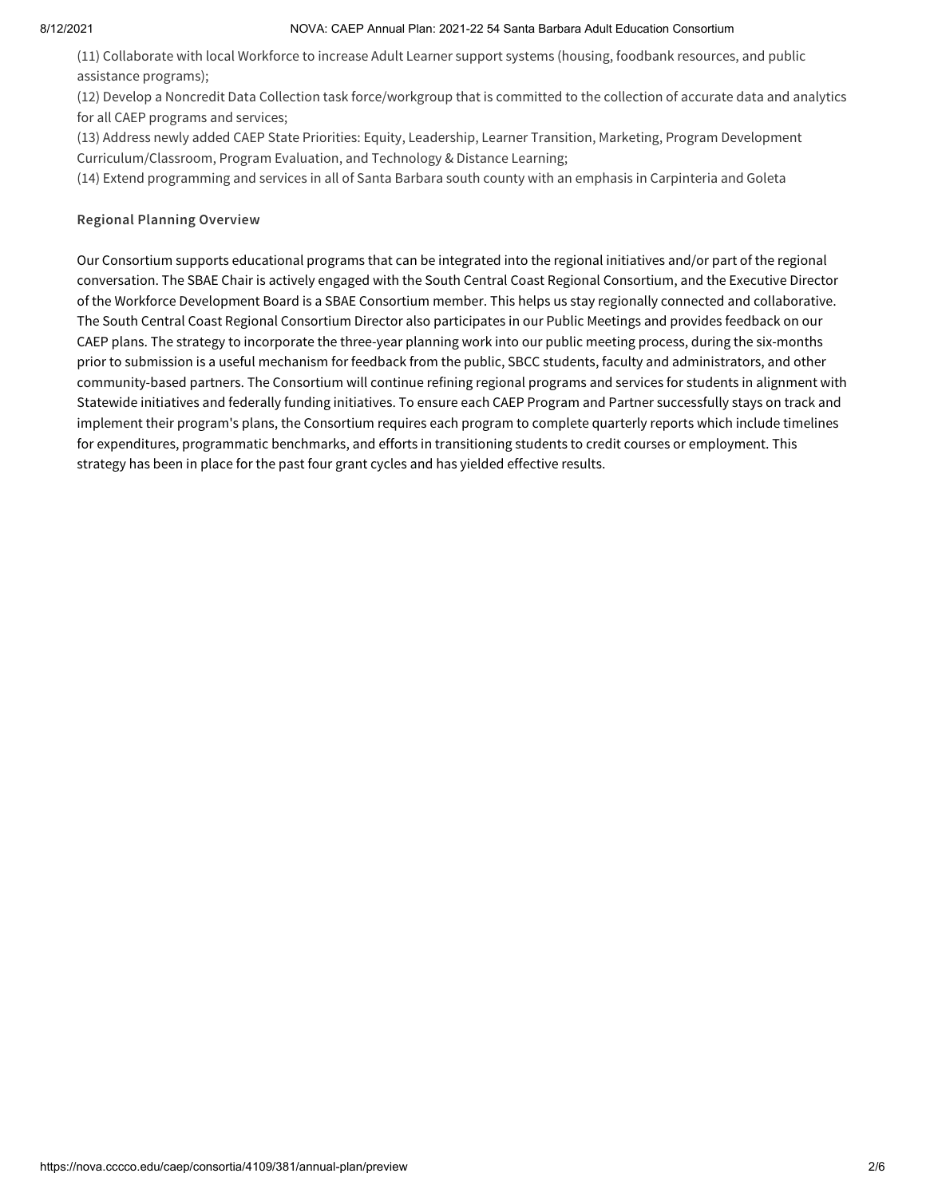(11) Collaborate with local Workforce to increase Adult Learner support systems (housing, foodbank resources, and public assistance programs);

(12) Develop a Noncredit Data Collection task force/workgroup that is committed to the collection of accurate data and analytics for all CAEP programs and services;

(13) Address newly added CAEP State Priorities: Equity, Leadership, Learner Transition, Marketing, Program Development Curriculum/Classroom, Program Evaluation, and Technology & Distance Learning;

(14) Extend programming and services in all of Santa Barbara south county with an emphasis in Carpinteria and Goleta

### Regional Planning Overview

Our Consortium supports educational programs that can be integrated into the regional initiatives and/or part of the regional conversation. The SBAE Chair is actively engaged with the South Central Coast Regional Consortium, and the Executive Director of the Workforce Development Board is a SBAE Consortium member. This helps us stay regionally connected and collaborative. The South Central Coast Regional Consortium Director also participates in our Public Meetings and provides feedback on our CAEP plans. The strategy to incorporate the three-year planning work into our public meeting process, during the six-months prior to submission is a useful mechanism for feedback from the public, SBCC students, faculty and administrators, and other community-based partners. The Consortium will continue refining regional programs and services for students in alignment with Statewide initiatives and federally funding initiatives. To ensure each CAEP Program and Partner successfully stays on track and implement their program's plans, the Consortium requires each program to complete quarterly reports which include timelines for expenditures, programmatic benchmarks, and efforts in transitioning students to credit courses or employment. This strategy has been in place for the past four grant cycles and has yielded effective results.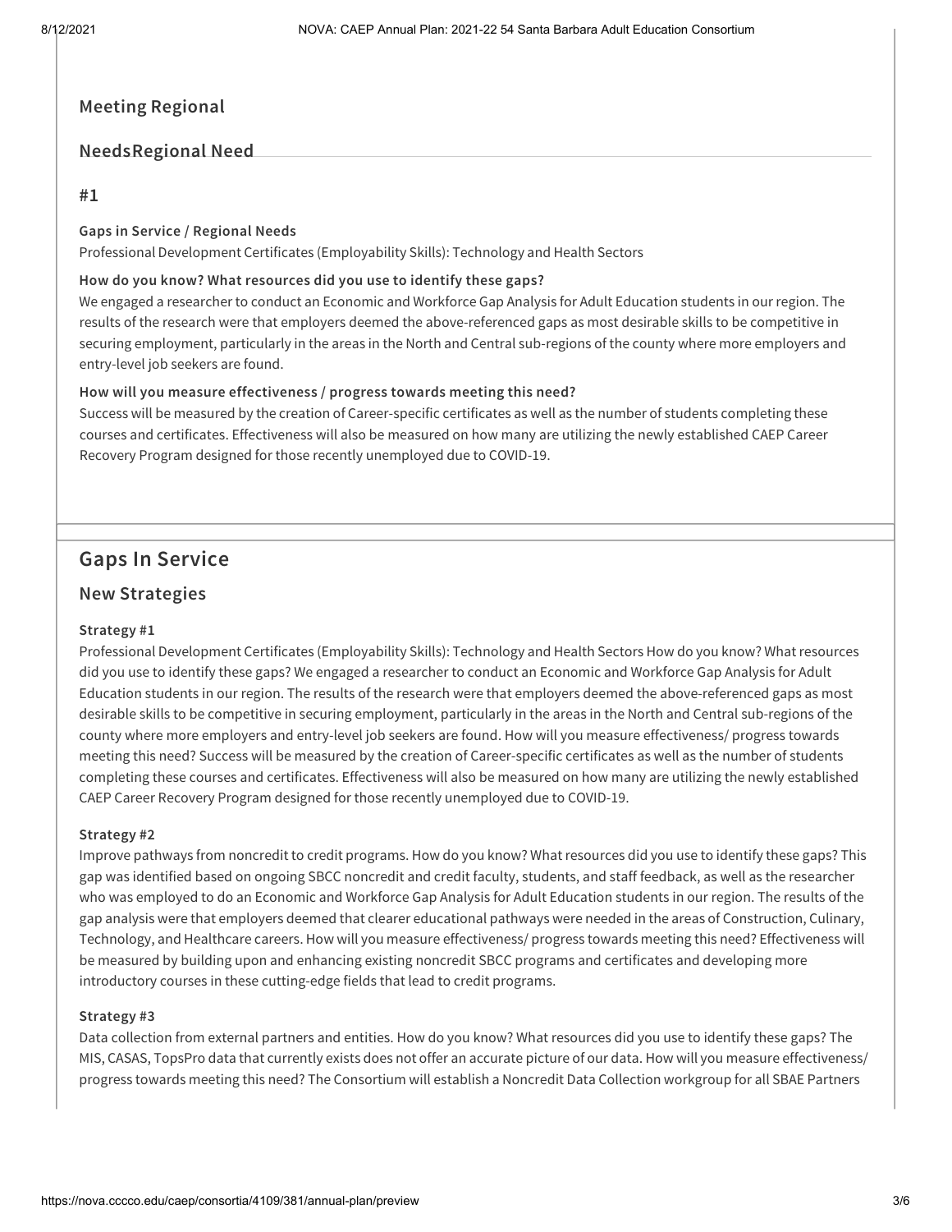## Meeting Regional

## NeedsRegional Need

### #1

**Gaps in Service / Regional Needs**

Professional Development Certificates (Employability Skills): Technology and Health Sectors

**How do you know? What resources did you use to identify these gaps?**

We engaged a researcher to conduct an Economic and Workforce Gap Analysis for Adult Education students in our region. The results of the research were that employers deemed the above-referenced gaps as most desirable skills to be competitive in securing employment, particularly in the areas in the North and Central sub-regions of the county where more employers and entry-level job seekers are found.

**How will you measure effectiveness / progress towards meeting this need?**

Success will be measured by the creation of Career-specific certificates as well as the number of students completing these courses and certificates. Effectiveness will also be measured on how many are utilizing the newly established CAEP Career Recovery Program designed for those recently unemployed due to COVID-19.

## Gaps In Service

### New Strategies

**Strategy #1**

Professional Development Certificates (Employability Skills): Technology and Health Sectors How do you know? What resources did you use to identify these gaps? We engaged a researcher to conduct an Economic and Workforce Gap Analysis for Adult Education students in our region. The results of the research were that employers deemed the above-referenced gaps as most desirable skills to be competitive in securing employment, particularly in the areas in the North and Central sub-regions of the county where more employers and entry-level job seekers are found. How will you measure effectiveness/ progress towards meeting this need? Success will be measured by the creation of Career-specific certificates as well as the number of students completing these courses and certificates. Effectiveness will also be measured on how many are utilizing the newly established CAEP Career Recovery Program designed for those recently unemployed due to COVID-19.

**Strategy #2**

Improve pathways from noncredit to credit programs. How do you know? What resources did you use to identify these gaps? This gap was identified based on ongoing SBCC noncredit and credit faculty, students, and staff feedback, as well as the researcher who was employed to do an Economic and Workforce Gap Analysis for Adult Education students in our region. The results of the gap analysis were that employers deemed that clearer educational pathways were needed in the areas of Construction, Culinary, Technology, and Healthcare careers. How will you measure effectiveness/ progress towards meeting this need? Effectiveness will be measured by building upon and enhancing existing noncredit SBCC programs and certificates and developing more introductory courses in these cutting-edge fields that lead to credit programs.

**Strategy #3**

Data collection from external partners and entities. How do you know? What resources did you use to identify these gaps? The MIS, CASAS, TopsPro data that currently exists does not offer an accurate picture of our data. How will you measure effectiveness/ progress towards meeting this need? The Consortium will establish a Noncredit Data Collection workgroup for all SBAE Partners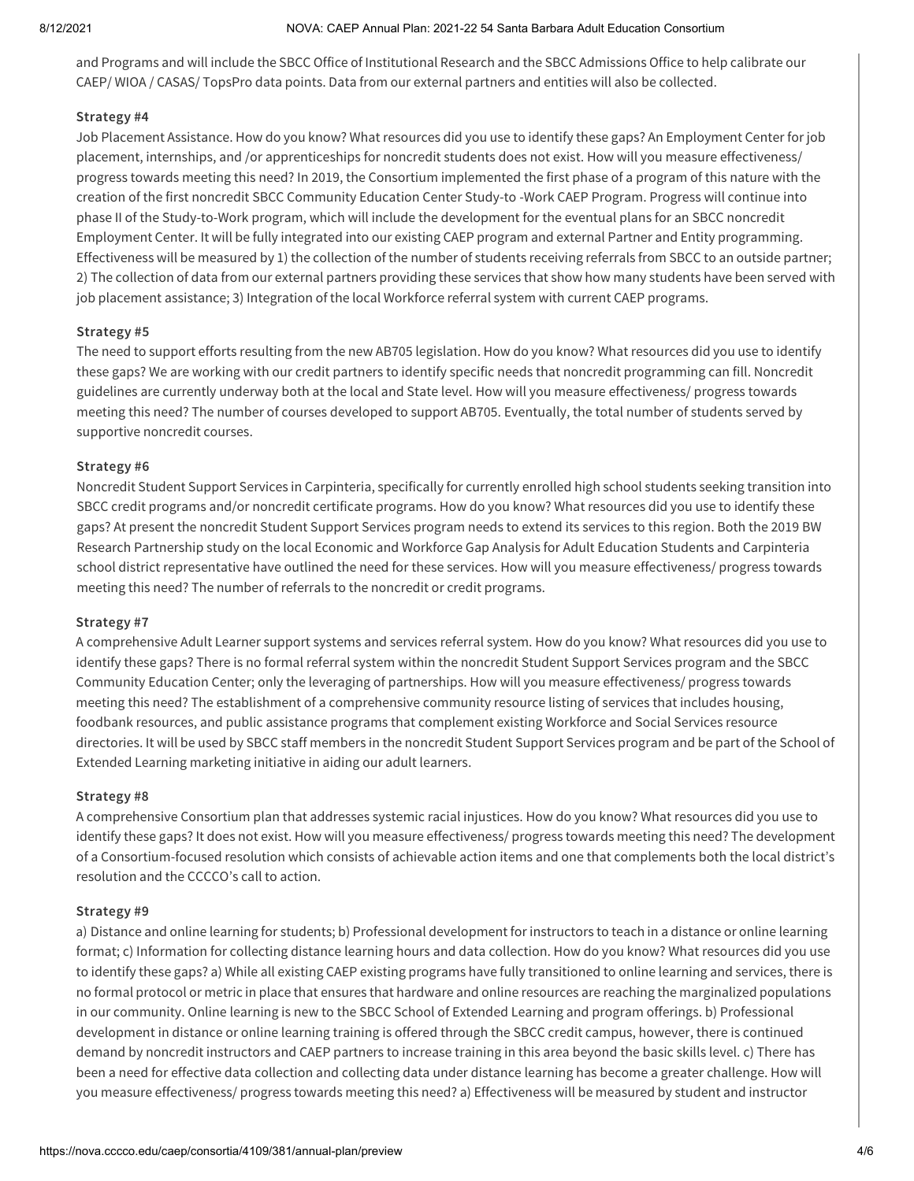and Programs and will include the SBCC Office of Institutional Research and the SBCC Admissions Office to help calibrate our CAEP/ WIOA / CASAS/ TopsPro data points. Data from our external partners and entities will also be collected.

**Strategy #4**

Job Placement Assistance. How do you know? What resources did you use to identify these gaps? An Employment Center for job placement, internships, and /or apprenticeships for noncredit students does not exist. How will you measure effectiveness/ progress towards meeting this need? In 2019, the Consortium implemented the first phase of a program of this nature with the creation of the first noncredit SBCC Community Education Center Study-to -Work CAEP Program. Progress will continue into phase II of the Study-to-Work program, which will include the development for the eventual plans for an SBCC noncredit Employment Center. It will be fully integrated into our existing CAEP program and external Partner and Entity programming. Effectiveness will be measured by 1) the collection of the number of students receiving referrals from SBCC to an outside partner; 2) The collection of data from our external partners providing these services that show how many students have been served with job placement assistance; 3) Integration of the local Workforce referral system with current CAEP programs.

**Strategy #5**

The need to support efforts resulting from the new AB705 legislation. How do you know? What resources did you use to identify these gaps? We are working with our credit partners to identify specific needs that noncredit programming can fill. Noncredit guidelines are currently underway both at the local and State level. How will you measure effectiveness/ progress towards meeting this need? The number of courses developed to support AB705. Eventually, the total number of students served by supportive noncredit courses.

**Strategy #6**

Noncredit Student Support Services in Carpinteria, specifically for currently enrolled high school students seeking transition into SBCC credit programs and/or noncredit certificate programs. How do you know? What resources did you use to identify these gaps? At present the noncredit Student Support Services program needs to extend its services to this region. Both the 2019 BW Research Partnership study on the local Economic and Workforce Gap Analysis for Adult Education Students and Carpinteria school district representative have outlined the need for these services. How will you measure effectiveness/ progress towards meeting this need? The number of referrals to the noncredit or credit programs.

**Strategy #7**

A comprehensive Adult Learner support systems and services referral system. How do you know? What resources did you use to identify these gaps? There is no formal referral system within the noncredit Student Support Services program and the SBCC Community Education Center; only the leveraging of partnerships. How will you measure effectiveness/ progress towards meeting this need? The establishment of a comprehensive community resource listing of services that includes housing, foodbank resources, and public assistance programs that complement existing Workforce and Social Services resource directories. It will be used by SBCC staff members in the noncredit Student Support Services program and be part of the School of Extended Learning marketing initiative in aiding our adult learners.

**Strategy #8**

A comprehensive Consortium plan that addresses systemic racial injustices. How do you know? What resources did you use to identify these gaps? It does not exist. How will you measure effectiveness/ progress towards meeting this need? The development of a Consortium-focused resolution which consists of achievable action items and one that complements both the local district's resolution and the CCCCO's call to action.

**Strategy #9**

a) Distance and online learning for students; b) Professional development for instructors to teach in a distance or online learning format; c) Information for collecting distance learning hours and data collection. How do you know? What resources did you use to identify these gaps? a) While all existing CAEP existing programs have fully transitioned to online learning and services, there is no formal protocol or metric in place that ensures that hardware and online resources are reaching the marginalized populations in our community. Online learning is new to the SBCC School of Extended Learning and program offerings. b) Professional development in distance or online learning training is offered through the SBCC credit campus, however, there is continued demand by noncredit instructors and CAEP partners to increase training in this area beyond the basic skills level. c) There has been a need for effective data collection and collecting data under distance learning has become a greater challenge. How will you measure effectiveness/ progress towards meeting this need? a) Effectiveness will be measured by student and instructor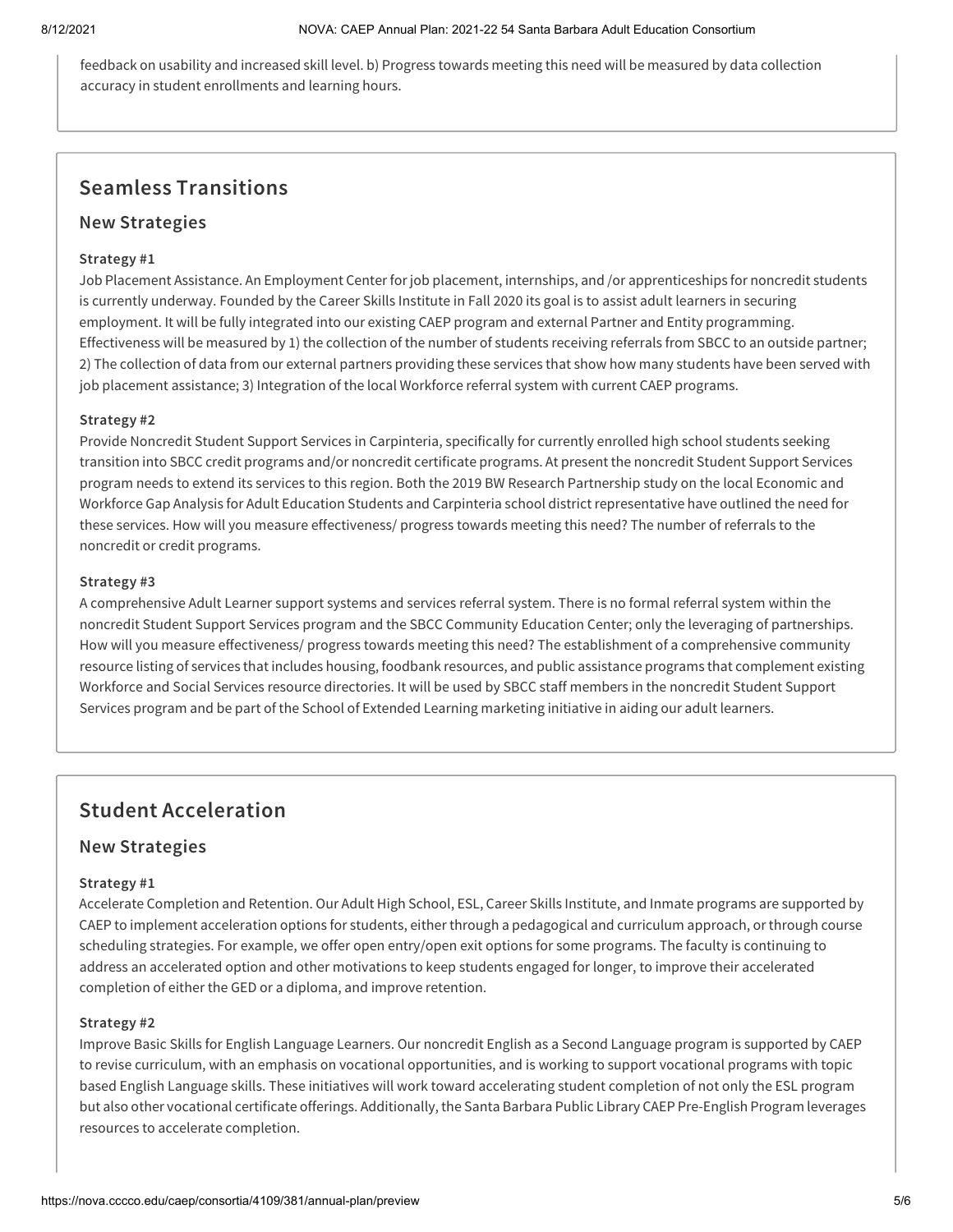feedback on usability and increased skill level. b) Progress towards meeting this need will be measured by data collection accuracy in student enrollments and learning hours.

## Seamless Transitions

### New Strategies

#### Strategy #1

Job Placement Assistance. An Employment Center for job placement, internships, and /or apprenticeships for noncredit students is currently underway. Founded by the Career Skills Institute in Fall 2020 its goal is to assist adult learners in securing employment. It will be fully integrated into our existing CAEP program and external Partner and Entity programming. Effectiveness will be measured by 1) the collection of the number of students receiving referrals from SBCC to an outside partner; 2) The collection of data from our external partners providing these services that show how many students have been served with job placement assistance; 3) Integration of the local Workforce referral system with current CAEP programs.

#### Strategy #2

Provide Noncredit Student Support Services in Carpinteria, specifically for currently enrolled high school students seeking transition into SBCC credit programs and/or noncredit certificate programs. At present the noncredit Student Support Services program needs to extend its services to this region. Both the 2019 BW Research Partnership study on the local Economic and Workforce Gap Analysis for Adult Education Students and Carpinteria school district representative have outlined the need for these services. How will you measure effectiveness/ progress towards meeting this need? The number of referrals to the noncredit or credit programs.

#### Strategy #3

A comprehensive Adult Learner support systems and services referral system. There is no formal referral system within the noncredit Student Support Services program and the SBCC Community Education Center; only the leveraging of partnerships. How will you measure effectiveness/ progress towards meeting this need? The establishment of a comprehensive community resource listing of services that includes housing, foodbank resources, and public assistance programs that complement existing Workforce and Social Services resource directories. It will be used by SBCC staff members in the noncredit Student Support Services program and be part of the School of Extended Learning marketing initiative in aiding our adult learners.

## Student Acceleration

### New Strategies

#### Strategy #1

Accelerate Completion and Retention. Our Adult High School, ESL, Career Skills Institute, and Inmate programs are supported by CAEP to implement acceleration options for students, either through a pedagogical and curriculum approach, or through course scheduling strategies. For example, we offer open entry/open exit options for some programs. The faculty is continuing to address an accelerated option and other motivations to keep students engaged for longer, to improve their accelerated completion of either the GED or a diploma, and improve retention.

#### Strategy #2

Improve Basic Skills for English Language Learners. Our noncredit English as a Second Language program is supported by CAEP to revise curriculum, with an emphasis on vocational opportunities, and is working to support vocational programs with topic based English Language skills. These initiatives will work toward accelerating student completion of not only the ESL program but also other vocational certificate offerings. Additionally, the Santa Barbara Public Library CAEP Pre-English Program leverages resources to accelerate completion.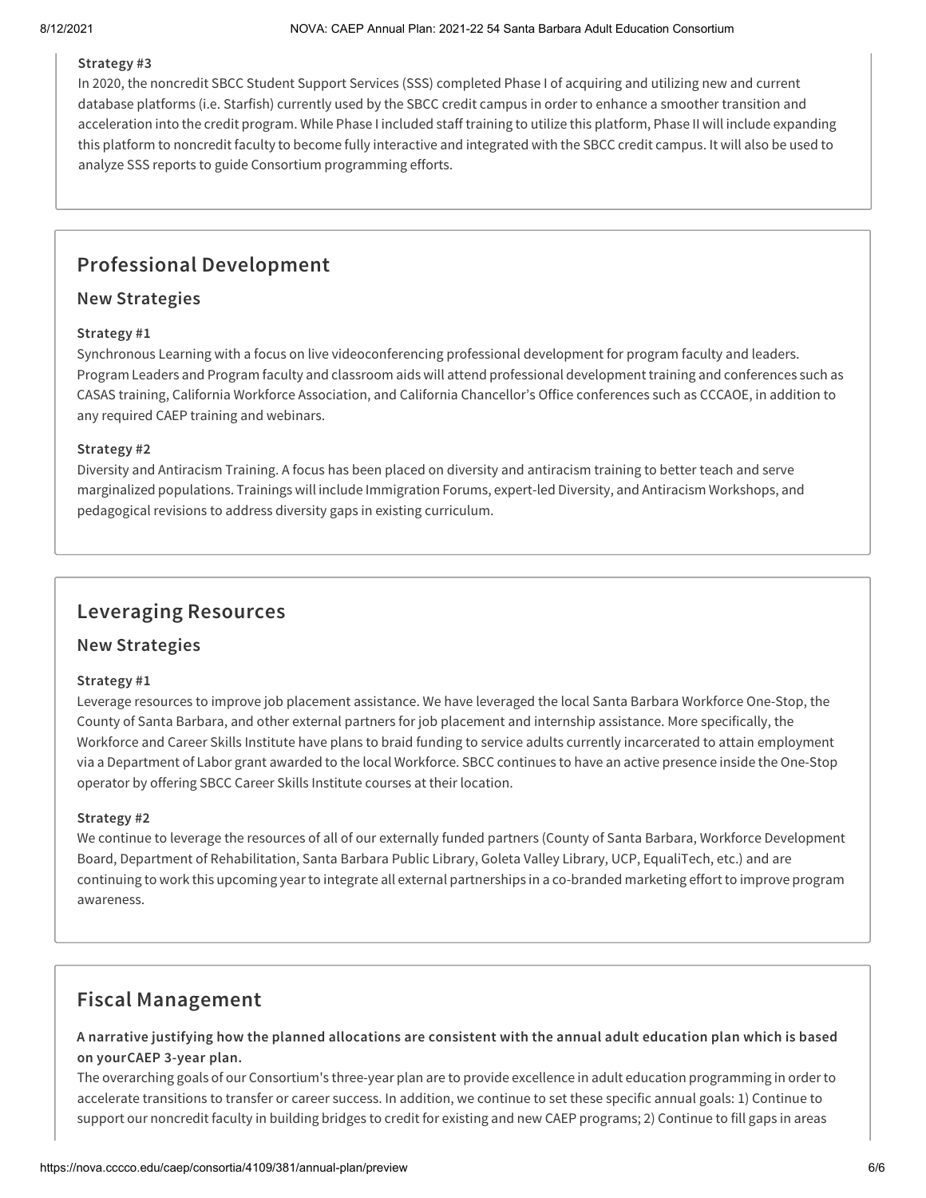**Strategy #3**

In 2020, the noncredit SBCC Student Support Services (SSS) completed Phase I of acquiring and utilizing new and current database platforms (i.e. Starfish) currently used by the SBCC credit campus in order to enhance a smoother transition and acceleration into the credit program. While Phase I included staff training to utilize this platform, Phase II will include expanding this platform to noncredit faculty to become fully interactive and integrated with the SBCC credit campus. It will also be used to analyze SSS reports to guide Consortium programming efforts.

## Professional Development

### New Strategies

**Strategy #1**

Synchronous Learning with a focus on live videoconferencing professional development for program faculty and leaders. Program Leaders and Program faculty and classroom aids will attend professional development training and conferences such as CASAS training, California Workforce Association, and California Chancellor's Office conferences such as CCCAOE, in addition to any required CAEP training and webinars.

**Strategy #2**

Diversity and Antiracism Training. A focus has been placed on diversity and antiracism training to better teach and serve marginalized populations. Trainings will include Immigration Forums, expert-led Diversity, and Antiracism Workshops, and pedagogical revisions to address diversity gaps in existing curriculum.

## Leveraging Resources

### New Strategies

**Strategy #1**

Leverage resources to improve job placement assistance. We have leveraged the local Santa Barbara Workforce One-Stop, the County of Santa Barbara, and other external partners for job placement and internship assistance. More specifically, the Workforce and Career Skills Institute have plans to braid funding to service adults currently incarcerated to attain employment via a Department of Labor grant awarded to the local Workforce. SBCC continues to have an active presence inside the One-Stop operator by offering SBCC Career Skills Institute courses at their location.

**Strategy #2**

We continue to leverage the resources of all of our externally funded partners (County of Santa Barbara, Workforce Development Board, Department of Rehabilitation, Santa Barbara Public Library, Goleta Valley Library, UCP, EqualiTech, etc.) and are continuing to work this upcoming year to integrate all external partnerships in a co-branded marketing effort to improve program awareness.

## Fiscal Management

**A narrative justifying how the planned allocations are consistent with the annual adult education plan which is based on yourCAEP 3-year plan.**

The overarching goals of our Consortium's three-year plan are to provide excellence in adult education programming in order to accelerate transitions to transfer or career success. In addition, we continue to set these specific annual goals: 1) Continue to support our noncredit faculty in building bridges to credit for existing and new CAEP programs; 2) Continue to fill gaps in areas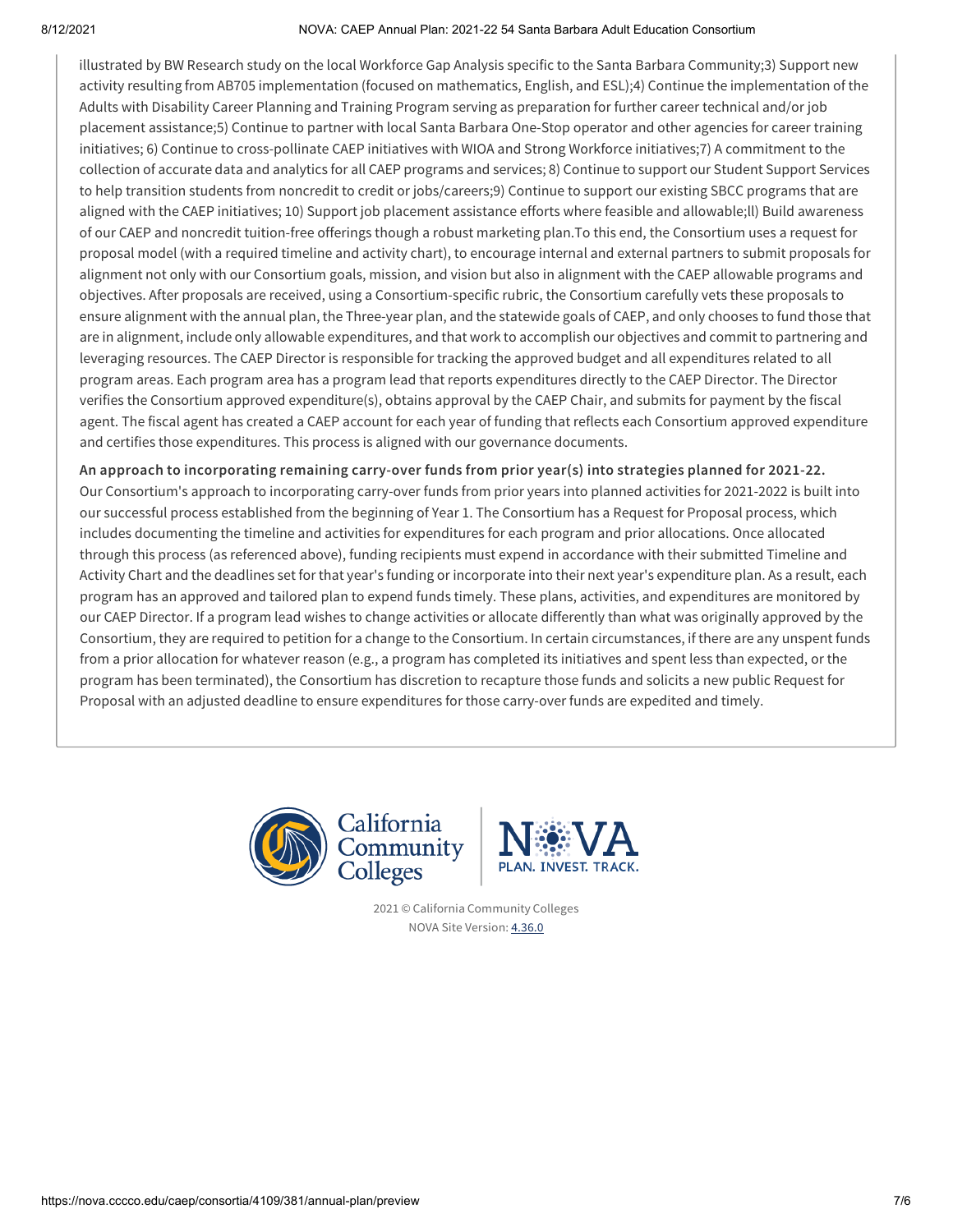illustrated by BW Research study on the local Workforce Gap Analysis specific to the Santa Barbara Community;3) Support new activity resulting from AB705 implementation (focused on mathematics, English, and ESL);4) Continue the implementation of the Adults with Disability Career Planning and Training Program serving as preparation for further career technical and/or job placement assistance;5) Continue to partner with local Santa Barbara One-Stop operator and other agencies for career training initiatives; 6) Continue to cross-pollinate CAEP initiatives with WIOA and Strong Workforce initiatives;7) A commitment to the collection of accurate data and analytics for all CAEP programs and services; 8) Continue to support our Student Support Services to help transition students from noncredit to credit or jobs/careers;9) Continue to support our existing SBCC programs that are aligned with the CAEP initiatives; 10) Support job placement assistance efforts where feasible and allowable;ll) Build awareness of our CAEP and noncredit tuition-free offerings though a robust marketing plan.To this end, the Consortium uses a request for proposal model (with a required timeline and activity chart), to encourage internal and external partners to submit proposals for alignment not only with our Consortium goals, mission, and vision but also in alignment with the CAEP allowable programs and objectives. After proposals are received, using a Consortium-specific rubric, the Consortium carefully vets these proposals to ensure alignment with the annual plan, the Three-year plan, and the statewide goals of CAEP, and only chooses to fund those that are in alignment, include only allowable expenditures, and that work to accomplish our objectives and commit to partnering and leveraging resources. The CAEP Director is responsible for tracking the approved budget and all expenditures related to all program areas. Each program area has a program lead that reports expenditures directly to the CAEP Director. The Director verifies the Consortium approved expenditure(s), obtains approval by the CAEP Chair, and submits for payment by the fiscal agent. The fiscal agent has created a CAEP account for each year of funding that reflects each Consortium approved expenditure and certifies those expenditures. This process is aligned with our governance documents.

**An approach to incorporating remaining carry-over funds from prior year(s) into strategies planned for 2021-22.**

Our Consortium's approach to incorporating carry-over funds from prior years into planned activities for 2021-2022 is built into our successful process established from the beginning of Year 1. The Consortium has a Request for Proposal process, which includes documenting the timeline and activities for expenditures for each program and prior allocations. Once allocated through this process (as referenced above), funding recipients must expend in accordance with their submitted Timeline and Activity Chart and the deadlines set for that year's funding or incorporate into their next year's expenditure plan. As a result, each program has an approved and tailored plan to expend funds timely. These plans, activities, and expenditures are monitored by our CAEP Director. If a program lead wishes to change activities or allocate differently than what was originally approved by the Consortium, they are required to petition for a change to the Consortium. In certain circumstances, if there are any unspent funds from a prior allocation for whatever reason (e.g., a program has completed its initiatives and spent less than expected, or the program has been terminated), the Consortium has discretion to recapture those funds and solicits a new public Request for Proposal with an adjusted deadline to ensure expenditures for those carry-over funds are expedited and timely.

California Community Colleges

NOVA PLAN. INVEST. TRACK.

2021 © California Community Colleges
NOVA Site Version: 4.36.0